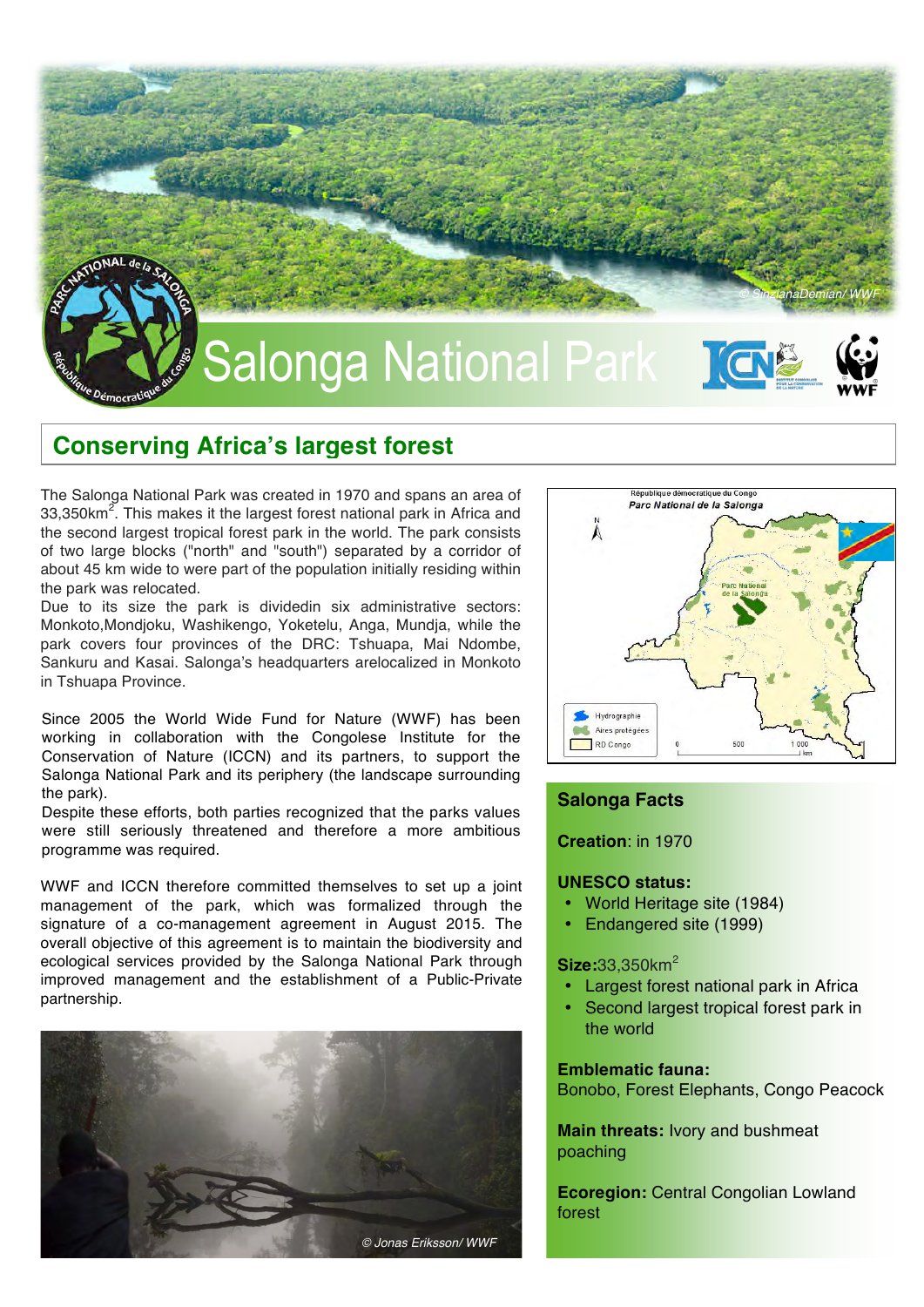# Salonga National Park

## Conserving Africa's largest forest

The Salonga National Park was created in 1970 and spans an area of 33,350km$^2$. This makes it the largest forest national park in Africa and the second largest tropical forest park in the world. The park consists of two large blocks ("north" and "south") separated by a corridor of about 45 km wide to were part of the population initially residing within the park was relocated.
Due to its size the park is dividedin six administrative sectors: Monkoto,Mondjoku, Washikengo, Yoketelu, Anga, Mundja, while the park covers four provinces of the DRC: Tshuapa, Mai Ndombe, Sankuru and Kasai. Salonga's headquarters arelocalized in Monkoto in Tshuapa Province.

Since 2005 the World Wide Fund for Nature (WWF) has been working in collaboration with the Congolese Institute for the Conservation of Nature (ICCN) and its partners, to support the Salonga National Park and its periphery (the landscape surrounding the park).
Despite these efforts, both parties recognized that the parks values were still seriously threatened and therefore a more ambitious programme was required.

WWF and ICCN therefore committed themselves to set up a joint management of the park, which was formalized through the signature of a co-management agreement in August 2015. The overall objective of this agreement is to maintain the biodiversity and ecological services provided by the Salonga National Park through improved management and the establishment of a Public-Private partnership.

© Jonas Eriksson/ WWF

### Salonga Facts

**Creation**: in 1970

**UNESCO status:**

- World Heritage site (1984)
- Endangered site (1999)

**Size:**33,350km$^2$

- Largest forest national park in Africa
- Second largest tropical forest park in the world

**Emblematic fauna:**
Bonobo, Forest Elephants, Congo Peacock

**Main threats:** Ivory and bushmeat poaching

**Ecoregion:** Central Congolian Lowland forest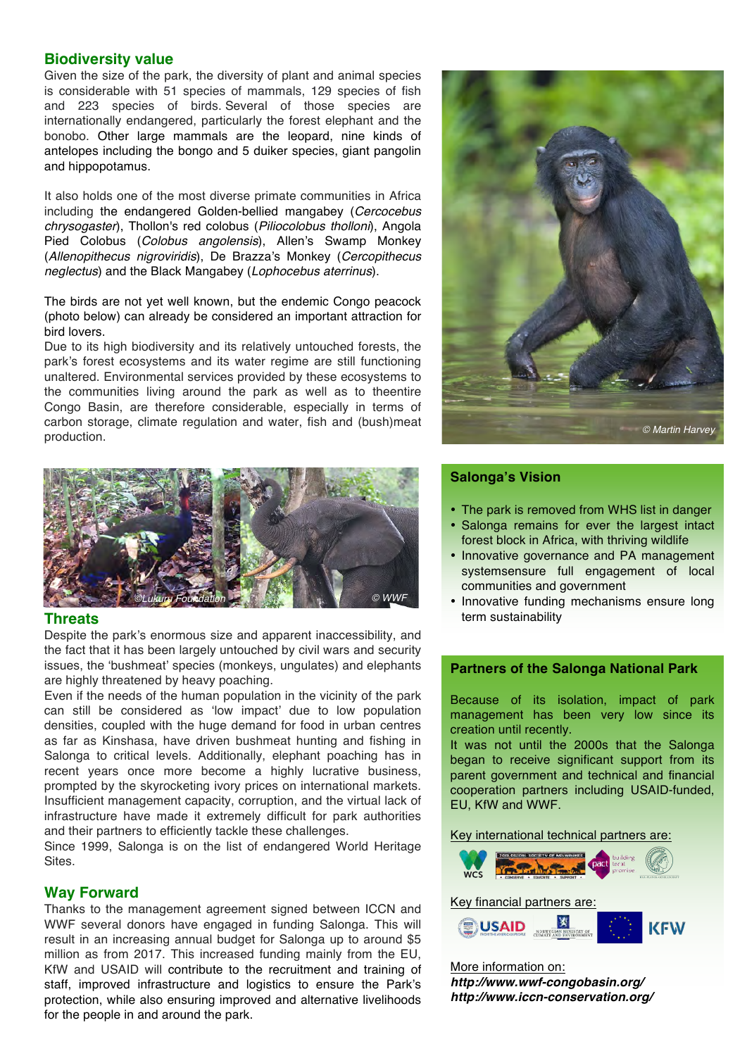## Biodiversity value

Given the size of the park, the diversity of plant and animal species is considerable with 51 species of mammals, 129 species of fish and 223 species of birds. Several of those species are internationally endangered, particularly the forest elephant and the bonobo. Other large mammals are the leopard, nine kinds of antelopes including the bongo and 5 duiker species, giant pangolin and hippopotamus.

It also holds one of the most diverse primate communities in Africa including the endangered Golden-bellied mangabey (*Cercocebus chrysogaster*), Thollon's red colobus (*Piliocolobus tholloni*), Angola Pied Colobus (*Colobus angolensis*), Allen's Swamp Monkey (*Allenopithecus nigroviridis*), De Brazza's Monkey (*Cercopithecus neglectus*) and the Black Mangabey (*Lophocebus aterrinus*).

The birds are not yet well known, but the endemic Congo peacock (photo below) can already be considered an important attraction for bird lovers.

Due to its high biodiversity and its relatively untouched forests, the park's forest ecosystems and its water regime are still functioning unaltered. Environmental services provided by these ecosystems to the communities living around the park as well as to theentire Congo Basin, are therefore considerable, especially in terms of carbon storage, climate regulation and water, fish and (bush)meat production.

© Martin Harvey

©Lukuru Foundation © WWF

## Threats

Despite the park's enormous size and apparent inaccessibility, and the fact that it has been largely untouched by civil wars and security issues, the 'bushmeat' species (monkeys, ungulates) and elephants are highly threatened by heavy poaching.

Even if the needs of the human population in the vicinity of the park can still be considered as 'low impact' due to low population densities, coupled with the huge demand for food in urban centres as far as Kinshasa, have driven bushmeat hunting and fishing in Salonga to critical levels. Additionally, elephant poaching has in recent years once more become a highly lucrative business, prompted by the skyrocketing ivory prices on international markets. Insufficient management capacity, corruption, and the virtual lack of infrastructure have made it extremely difficult for park authorities and their partners to efficiently tackle these challenges.

Since 1999, Salonga is on the list of endangered World Heritage Sites.

## Way Forward

Thanks to the management agreement signed between ICCN and WWF several donors have engaged in funding Salonga. This will result in an increasing annual budget for Salonga up to around $5 million as from 2017. This increased funding mainly from the EU, KfW and USAID will contribute to the recruitment and training of staff, improved infrastructure and logistics to ensure the Park's protection, while also ensuring improved and alternative livelihoods for the people in and around the park.

### Salonga's Vision

- The park is removed from WHS list in danger
- Salonga remains for ever the largest intact forest block in Africa, with thriving wildlife
- Innovative governance and PA management systemsensure full engagement of local communities and government
- Innovative funding mechanisms ensure long term sustainability

### Partners of the Salonga National Park

Because of its isolation, impact of park management has been very low since its creation until recently.

It was not until the 2000s that the Salonga began to receive significant support from its parent government and technical and financial cooperation partners including USAID-funded, EU, KfW and WWF.

Key international technical partners are:

WCS, Zoological Society of Milwaukee, pact, Max-Planck-Gesellschaft

Key financial partners are:

USAID, Norwegian Ministry of Climate and Environment, EU, KFW

More information on:

***http://www.wwf-congobasin.org/***

***http://www.iccn-conservation.org/***